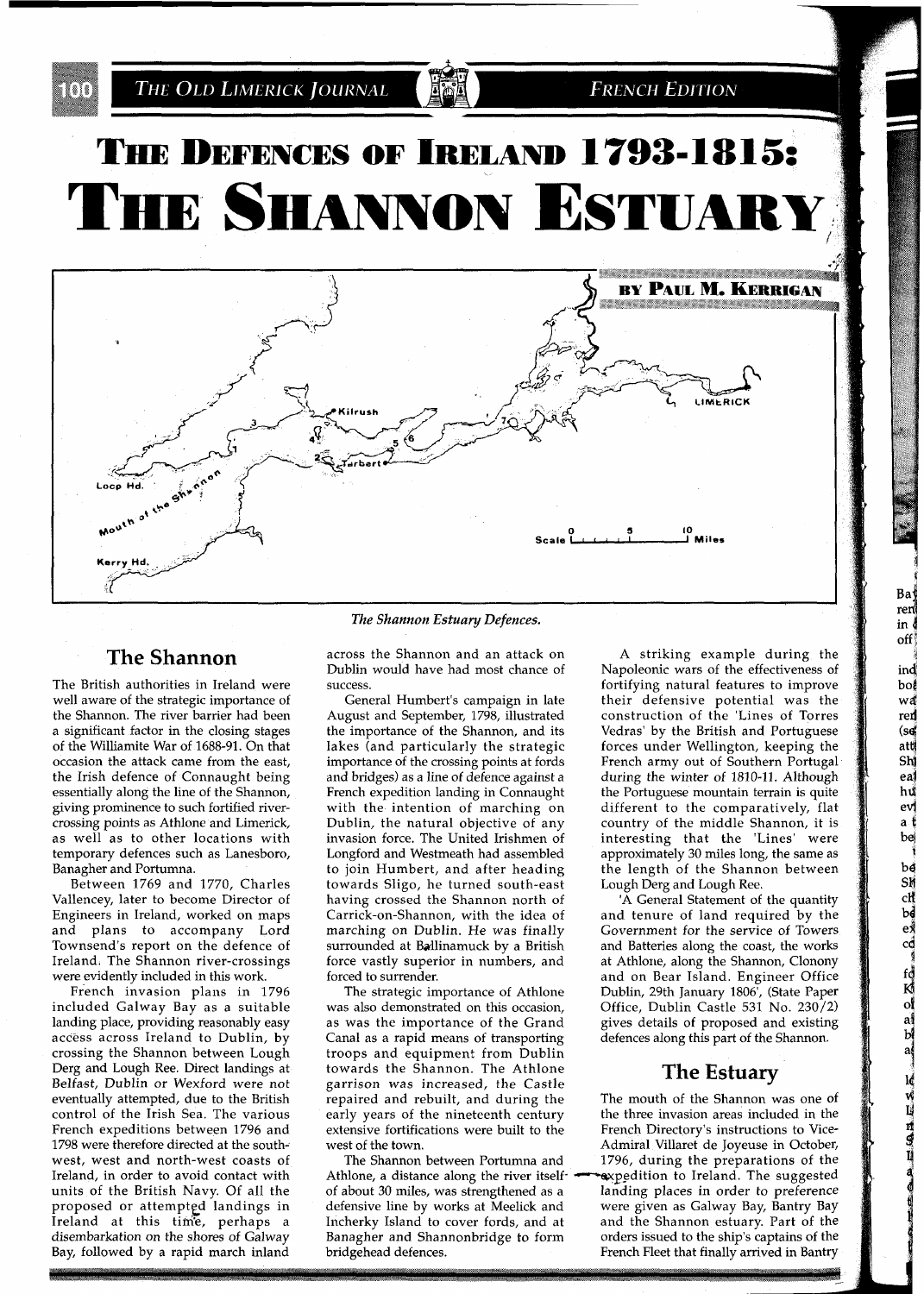# The Defences of Ireland 1793-1815: The Shannon Estuary

**By Paul M. Kerrigan**

*The Shannon Estuary Defences.*

## The Shannon

The British authorities in Ireland were well aware of the strategic importance of the Shannon. The river barrier had been a significant factor in the closing stages of the Williamite War of 1688-91. On that occasion the attack came from the east, the Irish defence of Connaught being essentially along the line of the Shannon, giving prominence to such fortified river-crossing points as Athlone and Limerick, as well as to other locations with temporary defences such as Lanesboro, Banagher and Portumna.

Between 1769 and 1770, Charles Vallencey, later to become Director of Engineers in Ireland, worked on maps and plans to accompany Lord Townsend's report on the defence of Ireland. The Shannon river-crossings were evidently included in this work.

French invasion plans in 1796 included Galway Bay as a suitable landing place, providing reasonably easy access across Ireland to Dublin, by crossing the Shannon between Lough Derg and Lough Ree. Direct landings at Belfast, Dublin or Wexford were not eventually attempted, due to the British control of the Irish Sea. The various French expeditions between 1796 and 1798 were therefore directed at the south-west, west and north-west coasts of Ireland, in order to avoid contact with units of the British Navy. Of all the proposed or attempted landings in Ireland at this time, perhaps a disembarkation on the shores of Galway Bay, followed by a rapid march inland across the Shannon and an attack on Dublin would have had most chance of success.

General Humbert's campaign in late August and September, 1798, illustrated the importance of the Shannon, and its lakes (and particularly the strategic importance of the crossing points at fords and bridges) as a line of defence against a French expedition landing in Connaught with the intention of marching on Dublin, the natural objective of any invasion force. The United Irishmen of Longford and Westmeath had assembled to join Humbert, and after heading towards Sligo, he turned south-east having crossed the Shannon north of Carrick-on-Shannon, with the idea of marching on Dublin. He was finally surrounded at Ballinamuck by a British force vastly superior in numbers, and forced to surrender.

The strategic importance of Athlone was also demonstrated on this occasion, as was the importance of the Grand Canal as a rapid means of transporting troops and equipment from Dublin towards the Shannon. The Athlone garrison was increased, the Castle repaired and rebuilt, and during the early years of the nineteenth century extensive fortifications were built to the west of the town.

The Shannon between Portumna and Athlone, a distance along the river itself of about 30 miles, was strengthened as a defensive line by works at Meelick and Incherky Island to cover fords, and at Banagher and Shannonbridge to form bridgehead defences.

A striking example during the Napoleonic wars of the effectiveness of fortifying natural features to improve their defensive potential was the construction of the 'Lines of Torres Vedras' by the British and Portuguese forces under Wellington, keeping the French army out of Southern Portugal during the winter of 1810-11. Although the Portuguese mountain terrain is quite different to the comparatively, flat country of the middle Shannon, it is interesting that the 'Lines' were approximately 30 miles long, the same as the length of the Shannon between Lough Derg and Lough Ree.

'A General Statement of the quantity and tenure of land required by the Government for the service of Towers and Batteries along the coast, the works at Athlone, along the Shannon, Clonony and on Bear Island. Engineer Office Dublin, 29th January 1806', (State Paper Office, Dublin Castle 531 No. 230/2) gives details of proposed and existing defences along this part of the Shannon.

## The Estuary

The mouth of the Shannon was one of the three invasion areas included in the French Directory's instructions to Vice-Admiral Villaret de Joyeuse in October, 1796, during the preparations of the expedition to Ireland. The suggested landing places in order to preference were given as Galway Bay, Bantry Bay and the Shannon estuary. Part of the orders issued to the ship's captains of the French Fleet that finally arrived in Bantry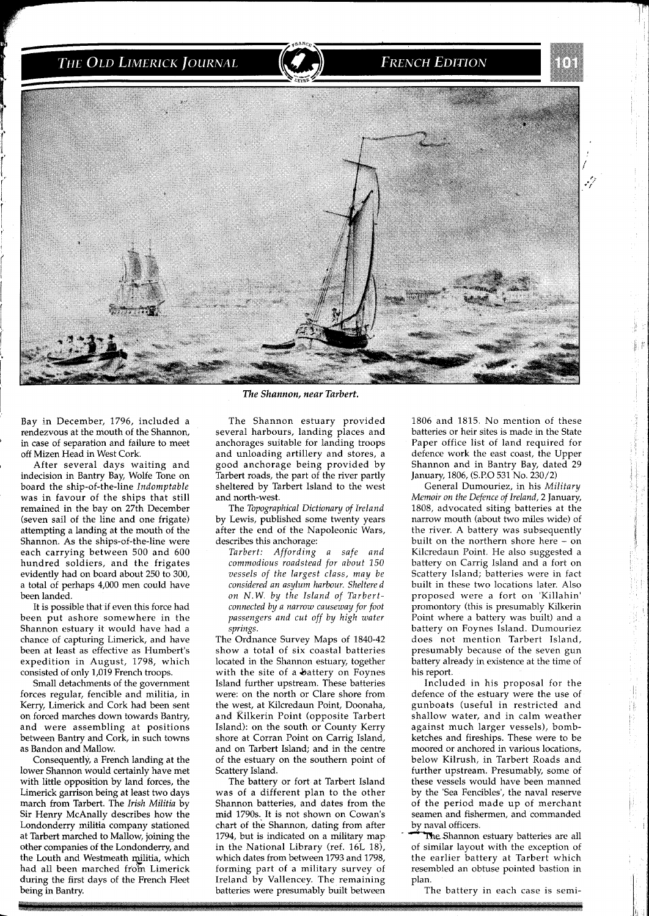*The Shannon, near Tarbert.*

Bay in December, 1796, included a rendezvous at the mouth of the Shannon, in case of separation and failure to meet off Mizen Head in West Cork.

After several days waiting and indecision in Bantry Bay, Wolfe Tone on board the ship-of-the-line *Indomptable* was in favour of the ships that still remained in the bay on 27th December (seven sail of the line and one frigate) attempting a landing at the mouth of the Shannon. As the ships-of-the-line were each carrying between 500 and 600 hundred soldiers, and the frigates evidently had on board about 250 to 300, a total of perhaps 4,000 men could have been landed.

It is possible that if even this force had been put ashore somewhere in the Shannon estuary it would have had a chance of capturing Limerick, and have been at least as effective as Humbert's expedition in August, 1798, which consisted of only 1,019 French troops.

Small detachments of the government forces regular, fencible and militia, in Kerry, Limerick and Cork had been sent on forced marches down towards Bantry, and were assembling at positions between Bantry and Cork, in such towns as Bandon and Mallow.

Consequently, a French landing at the lower Shannon would certainly have met with little opposition by land forces, the Limerick garrison being at least two days march from Tarbert. The *Irish Militia* by Sir Henry McAnally describes how the Londonderry militia company stationed at Tarbert marched to Mallow, joining the other companies of the Londonderry, and the Louth and Westmeath militia, which had all been marched from Limerick during the first days of the French Fleet being in Bantry.

The Shannon estuary provided several harbours, landing places and anchorages suitable for landing troops and unloading artillery and stores, a good anchorage being provided by Tarbert roads, the part of the river partly sheltered by Tarbert Island to the west and north-west.

The *Topographical Dictionary of Ireland* by Lewis, published some twenty years after the end of the Napoleonic Wars, describes this anchorage:

> *Tarbert: Affording a safe and commodious roadstead for about 150 vessels of the largest class, may be considered an asylum harbour. Sheltered on N.W. by the Island of Tarbert-connected by a narrow causeway for foot passengers and cut off by high water springs.*

The Ordnance Survey Maps of 1840-42 show a total of six coastal batteries located in the Shannon estuary, together with the site of a battery on Foynes Island further upstream. These batteries were: on the north or Clare shore from the west, at Kilcredaun Point, Doonaha, and Kilkerin Point (opposite Tarbert Island): on the south or County Kerry shore at Corran Point on Carrig Island, and on Tarbert Island; and in the centre of the estuary on the southern point of Scattery Island.

The battery or fort at Tarbert Island was of a different plan to the other Shannon batteries, and dates from the mid 1790s. It is not shown on Cowan's chart of the Shannon, dating from after 1794, but is indicated on a military map in the National Library (ref. 16L 18), which dates from between 1793 and 1798, forming part of a military survey of Ireland by Vallencey. The remaining batteries were presumably built between 1806 and 1815. No mention of these batteries or heir sites is made in the State Paper office list of land required for defence work the east coast, the Upper Shannon and in Bantry Bay, dated 29 January, 1806, (S.P.O 531 No. 230/2)

General Dumouriez, in his *Military Memoir on the Defence of Ireland*, 2 January, 1808, advocated siting batteries at the narrow mouth (about two miles wide) of the river. A battery was subsequently built on the northern shore here – on Kilcredaun Point. He also suggested a battery on Carrig Island and a fort on Scattery Island; batteries were in fact built in these two locations later. Also proposed were a fort on 'Killahin' promontory (this is presumably Kilkerin Point where a battery was built) and a battery on Foynes Island. Dumouriez does not mention Tarbert Island, presumably because of the seven gun battery already in existence at the time of his report.

Included in his proposal for the defence of the estuary were the use of gunboats (useful in restricted and shallow water, and in calm weather against much larger vessels), bomb-ketches and fireships. These were to be moored or anchored in various locations, below Kilrush, in Tarbert Roads and further upstream. Presumably, some of these vessels would have been manned by the 'Sea Fencibles', the naval reserve of the period made up of merchant seamen and fishermen, and commanded by naval officers.

The Shannon estuary batteries are all of similar layout with the exception of the earlier battery at Tarbert which resembled an obtuse pointed bastion in plan.

The battery in each case is semi-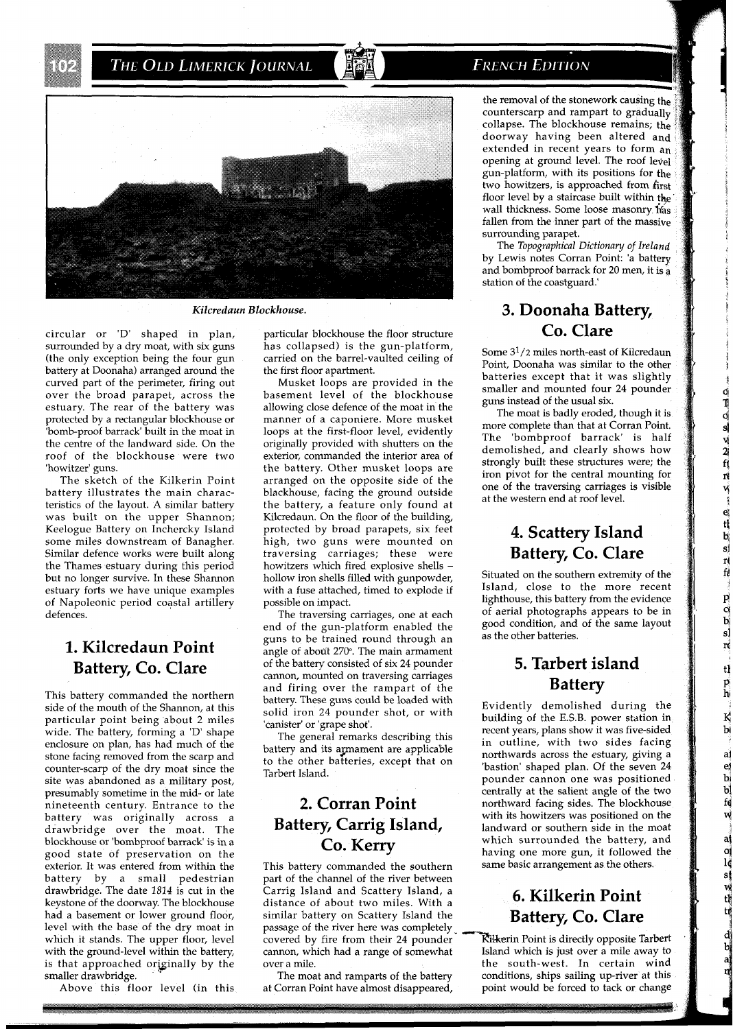*Kilcredaun Blockhouse.*

circular or 'D' shaped in plan, surrounded by a dry moat, with six guns (the only exception being the four gun battery at Doonaha) arranged around the curved part of the perimeter, firing out over the broad parapet, across the estuary. The rear of the battery was protected by a rectangular blockhouse or 'bomb-proof barrack' built in the moat in the centre of the landward side. On the roof of the blockhouse were two 'howitzer' guns.

The sketch of the Kilkerin Point battery illustrates the main characteristics of the layout. A similar battery was built on the upper Shannon; Keelogue Battery on Inchercky Island some miles downstream of Banagher. Similar defence works were built along the Thames estuary during this period but no longer survive. In these Shannon estuary forts we have unique examples of Napoleonic period coastal artillery defences.

## 1. Kilcredaun Point Battery, Co. Clare

This battery commanded the northern side of the mouth of the Shannon, at this particular point being about 2 miles wide. The battery, forming a 'D' shape enclosure on plan, has had much of the stone facing removed from the scarp and counter-scarp of the dry moat since the site was abandoned as a military post, presumably sometime in the mid- or late nineteenth century. Entrance to the battery was originally across a drawbridge over the moat. The blockhouse or 'bombproof barrack' is in a good state of preservation on the exterior. It was entered from within the battery by a small pedestrian drawbridge. The date 1814 is cut in the keystone of the doorway. The blockhouse had a basement or lower ground floor, level with the base of the dry moat in which it stands. The upper floor, level with the ground-level within the battery, is that approached originally by the smaller drawbridge.

Above this floor level (in this particular blockhouse the floor structure has collapsed) is the gun-platform, carried on the barrel-vaulted ceiling of the first floor apartment.

Musket loops are provided in the basement level of the blockhouse allowing close defence of the moat in the manner of a caponiere. More musket loops at the first-floor level, evidently originally provided with shutters on the exterior, commanded the interior area of the battery. Other musket loops are arranged on the opposite side of the blackhouse, facing the ground outside the battery, a feature only found at Kilcredaun. On the floor of the building, protected by broad parapets, six feet high, two guns were mounted on traversing carriages; these were howitzers which fired explosive shells – hollow iron shells filled with gunpowder, with a fuse attached, timed to explode if possible on impact.

The traversing carriages, one at each end of the gun-platform enabled the guns to be trained round through an angle of about 270°. The main armament of the battery consisted of six 24 pounder cannon, mounted on traversing carriages and firing over the rampart of the battery. These guns could be loaded with solid iron 24 pounder shot, or with 'canister' or 'grape shot'.

The general remarks describing this battery and its armament are applicable to the other batteries, except that on Tarbert Island.

## 2. Corran Point Battery, Carrig Island, Co. Kerry

This battery commanded the southern part of the channel of the river between Carrig Island and Scattery Island, a distance of about two miles. With a similar battery on Scattery Island the passage of the river here was completely covered by fire from their 24 pounder cannon, which had a range of somewhat over a mile.

The moat and ramparts of the battery at Corran Point have almost disappeared, the removal of the stonework causing the counterscarp and rampart to gradually collapse. The blockhouse remains; the doorway having been altered and extended in recent years to form an opening at ground level. The roof level gun-platform, with its positions for the two howitzers, is approached from first floor level by a staircase built within the wall thickness. Some loose masonry has fallen from the inner part of the massive surrounding parapet.

The *Topographical Dictionary of Ireland* by Lewis notes Corran Point: 'a battery and bombproof barrack for 20 men, it is a station of the coastguard.'

## 3. Doonaha Battery, Co. Clare

Some 3½ miles north-east of Kilcredaun Point, Doonaha was similar to the other batteries except that it was slightly smaller and mounted four 24 pounder guns instead of the usual six.

The moat is badly eroded, though it is more complete than that at Corran Point. The 'bombproof barrack' is half demolished, and clearly shows how strongly built these structures were; the iron pivot for the central mounting for one of the traversing carriages is visible at the western end at roof level.

## 4. Scattery Island Battery, Co. Clare

Situated on the southern extremity of the Island, close to the more recent lighthouse, this battery from the evidence of aerial photographs appears to be in good condition, and of the same layout as the other batteries.

## 5. Tarbert island Battery

Evidently demolished during the building of the E.S.B. power station in recent years, plans show it was five-sided in outline, with two sides facing northwards across the estuary, giving a 'bastion' shaped plan. Of the seven 24 pounder cannon one was positioned centrally at the salient angle of the two northward facing sides. The blockhouse with its howitzers was positioned on the landward or southern side in the moat which surrounded the battery, and having one more gun, it followed the same basic arrangement as the others.

## 6. Kilkerin Point Battery, Co. Clare

Kilkerin Point is directly opposite Tarbert Island which is just over a mile away to the south-west. In certain wind conditions, ships sailing up-river at this point would be forced to tack or change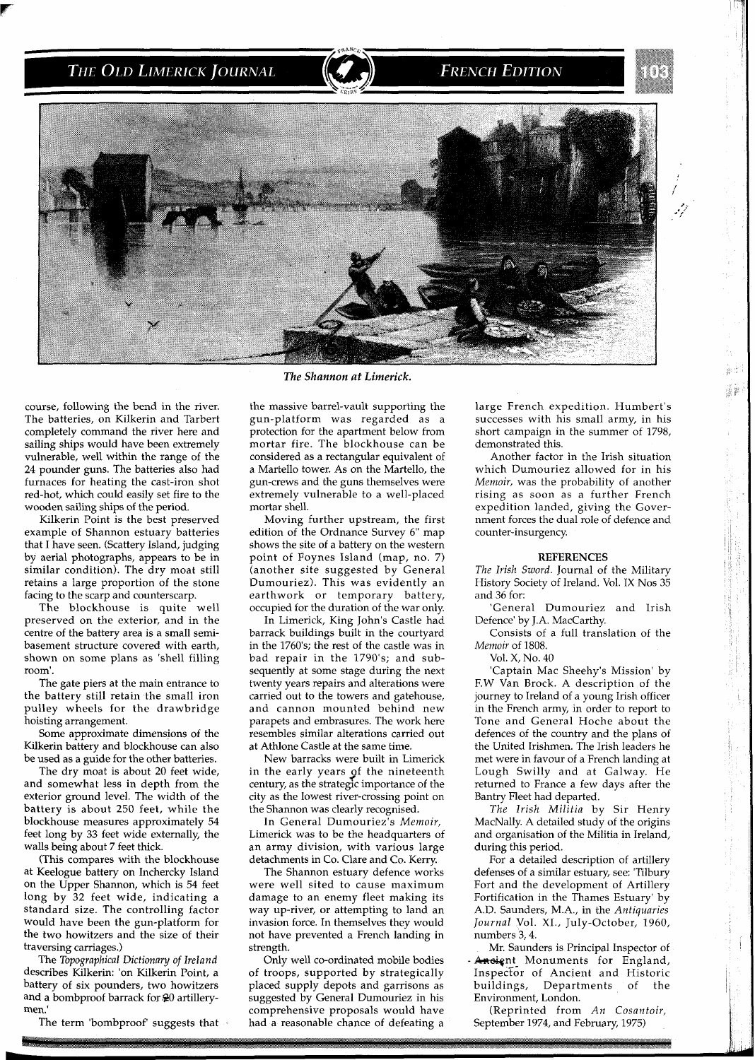*The Shannon at Limerick.*

course, following the bend in the river. The batteries, on Kilkerin and Tarbert completely command the river here and sailing ships would have been extremely vulnerable, well within the range of the 24 pounder guns. The batteries also had furnaces for heating the cast-iron shot red-hot, which could easily set fire to the wooden sailing ships of the period.

Kilkerin Point is the best preserved example of Shannon estuary batteries that I have seen. (Scattery Island, judging by aerial photographs, appears to be in similar condition). The dry moat still retains a large proportion of the stone facing to the scarp and counterscarp.

The blockhouse is quite well preserved on the exterior, and in the centre of the battery area is a small semi-basement structure covered with earth, shown on some plans as 'shell filling room'.

The gate piers at the main entrance to the battery still retain the small iron pulley wheels for the drawbridge hoisting arrangement.

Some approximate dimensions of the Kilkerin battery and blockhouse can also be used as a guide for the other batteries.

The dry moat is about 20 feet wide, and somewhat less in depth from the exterior ground level. The width of the battery is about 250 feet, while the blockhouse measures approximately 54 feet long by 33 feet wide externally, the walls being about 7 feet thick.

(This compares with the blockhouse at Keelogue battery on Inchercky Island on the Upper Shannon, which is 54 feet long by 32 feet wide, indicating a standard size. The controlling factor would have been the gun-platform for the two howitzers and the size of their traversing carriages.)

The *Topographical Dictionary of Ireland* describes Kilkerin: 'on Kilkerin Point, a battery of six pounders, two howitzers and a bombproof barrack for 20 artillery-men.'

The term 'bombproof' suggests that the massive barrel-vault supporting the gun-platform was regarded as a protection for the apartment below from mortar fire. The blockhouse can be considered as a rectangular equivalent of a Martello tower. As on the Martello, the gun-crews and the guns themselves were extremely vulnerable to a well-placed mortar shell.

Moving further upstream, the first edition of the Ordnance Survey 6" map shows the site of a battery on the western point of Foynes Island (map, no. 7) (another site suggested by General Dumouriez). This was evidently an earthwork or temporary battery, occupied for the duration of the war only.

In Limerick, King John's Castle had barrack buildings built in the courtyard in the 1760's; the rest of the castle was in bad repair in the 1790's; and subsequently at some stage during the next twenty years repairs and alterations were carried out to the towers and gatehouse, and cannon mounted behind new parapets and embrasures. The work here resembles similar alterations carried out at Athlone Castle at the same time.

New barracks were built in Limerick in the early years of the nineteenth century, as the strategic importance of the city as the lowest river-crossing point on the Shannon was clearly recognised.

In General Dumouriez's *Memoir*, Limerick was to be the headquarters of an army division, with various large detachments in Co. Clare and Co. Kerry.

The Shannon estuary defence works were well sited to cause maximum damage to an enemy fleet making its way up-river, or attempting to land an invasion force. In themselves they would not have prevented a French landing in strength.

Only well co-ordinated mobile bodies of troops, supported by strategically placed supply depots and garrisons as suggested by General Dumouriez in his comprehensive proposals would have had a reasonable chance of defeating a large French expedition. Humbert's successes with his small army, in his short campaign in the summer of 1798, demonstrated this.

Another factor in the Irish situation which Dumouriez allowed for in his *Memoir*, was the probability of another rising as soon as a further French expedition landed, giving the Government forces the dual role of defence and counter-insurgency.

## REFERENCES

*The Irish Sword*. Journal of the Military History Society of Ireland. Vol. IX Nos 35 and 36 for:

'General Dumouriez and Irish Defence' by J.A. MacCarthy.

Consists of a full translation of the *Memoir* of 1808.

Vol. X, No. 40

'Captain Mac Sheehy's Mission' by F.W Van Brock. A description of the journey to Ireland of a young Irish officer in the French army, in order to report to Tone and General Hoche about the defences of the country and the plans of the United Irishmen. The Irish leaders he met were in favour of a French landing at Lough Swilly and at Galway. He returned to France a few days after the Bantry Fleet had departed.

*The Irish Militia* by Sir Henry MacNally. A detailed study of the origins and organisation of the Militia in Ireland, during this period.

For a detailed description of artillery defenses of a similar estuary, see: 'Tilbury Fort and the development of Artillery Fortification in the Thames Estuary' by A.D. Saunders, M.A., in the *Antiquaries Journal* Vol. XL., July-October, 1960, numbers 3, 4.

Mr. Saunders is Principal Inspector of Ancient Monuments for England, Inspector of Ancient and Historic buildings, Departments of the Environment, London.

(Reprinted from *An Cosantoir*, September 1974, and February, 1975)